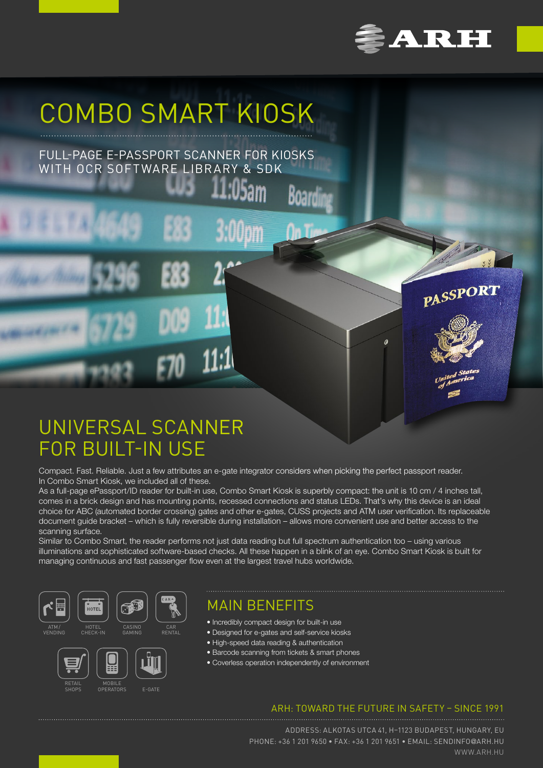# COMBO SMART KIOSK

FULL-PAGE E-PASSPORT SCANNER FOR KIOSKS WITH OCR SOFTWARE LIBRARY & SDK

## UNIVERSAL SCANNER FOR BUILT-IN USE

Compact. Fast. Reliable. Just a few attributes an e-gate integrator considers when picking the perfect passport reader. In Combo Smart Kiosk, we included all of these.

As a full-page ePassport/ID reader for built-in use, Combo Smart Kiosk is superbly compact: the unit is 10 cm / 4 inches tall, comes in a brick design and has mounting points, recessed connections and status LEDs. That's why this device is an ideal choice for ABC (automated border crossing) gates and other e-gates, CUSS projects and ATM user verification. Its replaceable document guide bracket – which is fully reversible during installation – allows more convenient use and better access to the scanning surface.

Similar to Combo Smart, the reader performs not just data reading but full spectrum authentication too – using various illuminations and sophisticated software-based checks. All these happen in a blink of an eye. Combo Smart Kiosk is built for managing continuous and fast passenger flow even at the largest travel hubs worldwide.

ATM / VENDING · HOTEL CHECK-IN · CASINO GAMING · CAR RENTAL · RETAIL SHOPS · MOBILE OPERATORS · E-GATE

## MAIN BENEFITS

- Incredibly compact design for built-in use
- Designed for e-gates and self-service kiosks
- High-speed data reading & authentication
- Barcode scanning from tickets & smart phones
- Coverless operation independently of environment

ARH: TOWARD THE FUTURE IN SAFETY – SINCE 1991

ADDRESS: ALKOTAS UTCA 41, H–1123 BUDAPEST, HUNGARY, EU
PHONE: +36 1 201 9650 • FAX: +36 1 201 9651 • EMAIL: SENDINFO@ARH.HU
WWW.ARH.HU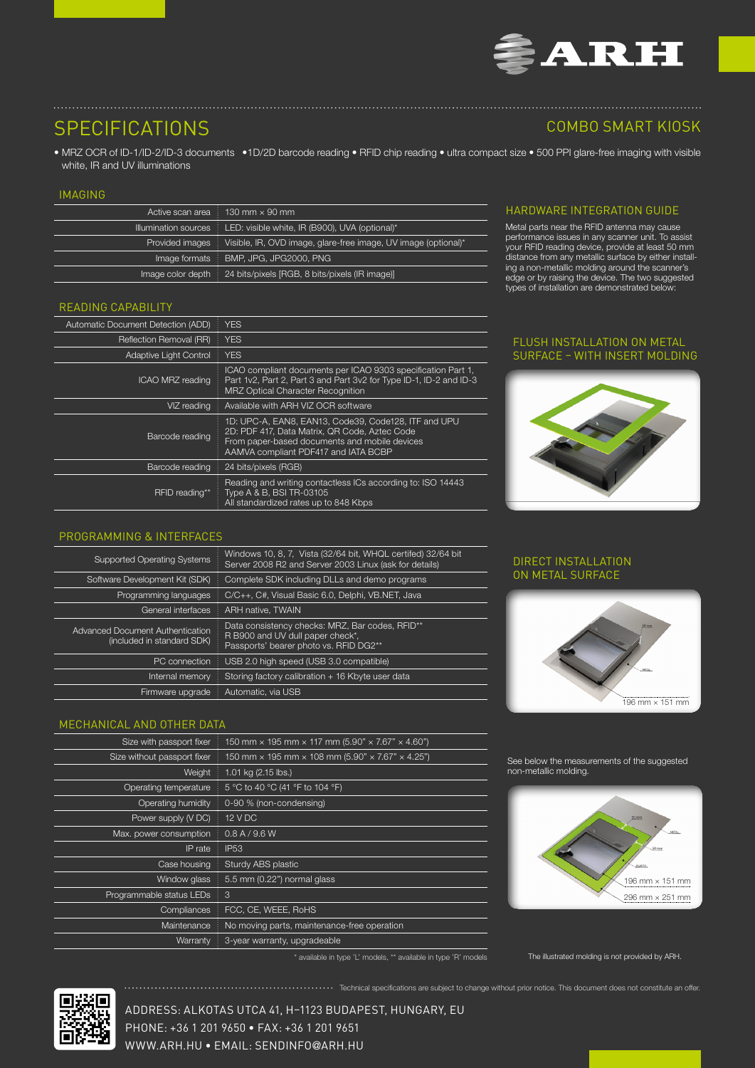# SPECIFICATIONS

## COMBO SMART KIOSK

• MRZ OCR of ID-1/ID-2/ID-3 documents •1D/2D barcode reading • RFID chip reading • ultra compact size • 500 PPI glare-free imaging with visible white, IR and UV illuminations

### IMAGING

| | |
|---|---|
| Active scan area | 130 mm × 90 mm |
| Illumination sources | LED: visible white, IR (B900), UVA (optional)* |
| Provided images | Visible, IR, OVD image, glare-free image, UV image (optional)* |
| Image formats | BMP, JPG, JPG2000, PNG |
| Image color depth | 24 bits/pixels [RGB, 8 bits/pixels (IR image)] |

### READING CAPABILITY

| | |
|---|---|
| Automatic Document Detection (ADD) | YES |
| Reflection Removal (RR) | YES |
| Adaptive Light Control | YES |
| ICAO MRZ reading | ICAO compliant documents per ICAO 9303 specification Part 1, Part 1v2, Part 2, Part 3 and Part 3v2 for Type ID-1, ID-2 and ID-3 MRZ Optical Character Recognition |
| VIZ reading | Available with ARH VIZ OCR software |
| Barcode reading | 1D: UPC-A, EAN8, EAN13, Code39, Code128, ITF and UPU<br>2D: PDF 417, Data Matrix, QR Code, Aztec Code<br>From paper-based documents and mobile devices<br>AAMVA compliant PDF417 and IATA BCBP |
| Barcode reading | 24 bits/pixels (RGB) |
| RFID reading** | Reading and writing contactless ICs according to: ISO 14443 Type A & B, BSI TR-03105<br>All standardized rates up to 848 Kbps |

### PROGRAMMING & INTERFACES

| | |
|---|---|
| Supported Operating Systems | Windows 10, 8, 7, Vista (32/64 bit, WHQL certifed) 32/64 bit Server 2008 R2 and Server 2003 Linux (ask for details) |
| Software Development Kit (SDK) | Complete SDK including DLLs and demo programs |
| Programming languages | C/C++, C#, Visual Basic 6.0, Delphi, VB.NET, Java |
| General interfaces | ARH native, TWAIN |
| Advanced Document Authentication (included in standard SDK) | Data consistency checks: MRZ, Bar codes, RFID**<br>R B900 and UV dull paper check*,<br>Passports' bearer photo vs. RFID DG2** |
| PC connection | USB 2.0 high speed (USB 3.0 compatible) |
| Internal memory | Storing factory calibration + 16 Kbyte user data |
| Firmware upgrade | Automatic, via USB |

### MECHANICAL AND OTHER DATA

| | |
|---|---|
| Size with passport fixer | 150 mm × 195 mm × 117 mm (5.90" × 7.67" × 4.60") |
| Size without passport fixer | 150 mm × 195 mm × 108 mm (5.90" × 7.67" × 4.25") |
| Weight | 1.01 kg (2.15 lbs.) |
| Operating temperature | 5 °C to 40 °C (41 °F to 104 °F) |
| Operating humidity | 0-90 % (non-condensing) |
| Power supply (V DC) | 12 V DC |
| Max. power consumption | 0.8 A / 9.6 W |
| IP rate | IP53 |
| Case housing | Sturdy ABS plastic |
| Window glass | 5.5 mm (0.22") normal glass |
| Programmable status LEDs | 3 |
| Compliances | FCC, CE, WEEE, RoHS |
| Maintenance | No moving parts, maintenance-free operation |
| Warranty | 3-year warranty, upgradeable |

\* available in type 'L' models, ** available in type 'R' models

### HARDWARE INTEGRATION GUIDE

Metal parts near the RFID antenna may cause performance issues in any scanner unit. To assist your RFID reading device, provide at least 50 mm distance from any metallic surface by either installing a non-metallic molding around the scanner's edge or by raising the device. The two suggested types of installation are demonstrated below:

#### FLUSH INSTALLATION ON METAL SURFACE – WITH INSERT MOLDING

#### DIRECT INSTALLATION ON METAL SURFACE

196 mm × 151 mm

See below the measurements of the suggested non-metallic molding.

196 mm × 151 mm

296 mm × 251 mm

The illustrated molding is not provided by ARH.

Technical specifications are subject to change without prior notice. This document does not constitute an offer.

ADDRESS: ALKOTAS UTCA 41, H–1123 BUDAPEST, HUNGARY, EU
PHONE: +36 1 201 9650 • FAX: +36 1 201 9651
WWW.ARH.HU • EMAIL: SENDINFO@ARH.HU